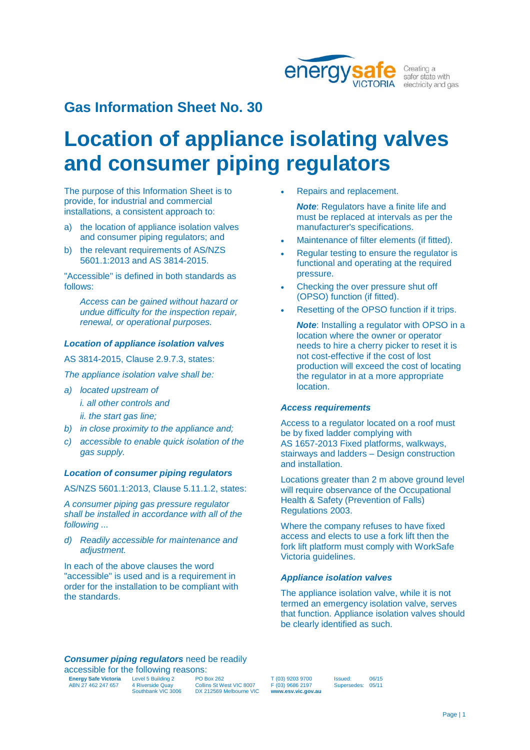## Gas Information Sheet No. 30

# Location of appliance isolating valves and consumer piping regulators

The purpose of this Information Sheet is to provide, for industrial and commercial installations, a consistent approach to:

a) the location of appliance isolation valves and consumer piping regulators; and

b) the relevant requirements of AS/NZS 5601.1:2013 and AS 3814-2015.

"Accessible" is defined in both standards as follows:

> *Access can be gained without hazard or undue difficulty for the inspection repair, renewal, or operational purposes.*

### *Location of appliance isolation valves*

AS 3814-2015, Clause 2.9.7.3, states:

*The appliance isolation valve shall be:*

*a) located upstream of*

*i. all other controls and*

*ii. the start gas line;*

*b) in close proximity to the appliance and;*

*c) accessible to enable quick isolation of the gas supply.*

### *Location of consumer piping regulators*

AS/NZS 5601.1:2013, Clause 5.11.1.2, states:

*A consumer piping gas pressure regulator shall be installed in accordance with all of the following ...*

*d) Readily accessible for maintenance and adjustment.*

In each of the above clauses the word "accessible" is used and is a requirement in order for the installation to be compliant with the standards.

***Consumer piping regulators*** need be readily accessible for the following reasons:

- Repairs and replacement.

  ***Note***: Regulators have a finite life and must be replaced at intervals as per the manufacturer's specifications.

- Maintenance of filter elements (if fitted).
- Regular testing to ensure the regulator is functional and operating at the required pressure.
- Checking the over pressure shut off (OPSO) function (if fitted).
- Resetting of the OPSO function if it trips.

  ***Note***: Installing a regulator with OPSO in a location where the owner or operator needs to hire a cherry picker to reset it is not cost-effective if the cost of lost production will exceed the cost of locating the regulator in at a more appropriate location.

### *Access requirements*

Access to a regulator located on a roof must be by fixed ladder complying with AS 1657-2013 Fixed platforms, walkways, stairways and ladders – Design construction and installation.

Locations greater than 2 m above ground level will require observance of the Occupational Health & Safety (Prevention of Falls) Regulations 2003.

Where the company refuses to have fixed access and elects to use a fork lift then the fork lift platform must comply with WorkSafe Victoria guidelines.

### *Appliance isolation valves*

The appliance isolation valve, while it is not termed an emergency isolation valve, serves that function. Appliance isolation valves should be clearly identified as such.

**Energy Safe Victoria** ABN 27 462 247 657 | Level 5 Building 2, 4 Riverside Quay, Southbank VIC 3006 | PO Box 262, Collins St West VIC 8007, DX 212569 Melbourne VIC | T (03) 9203 9700, F (03) 9686 2197, **www.esv.vic.gov.au** | Issued: 06/15, Supersedes: 05/11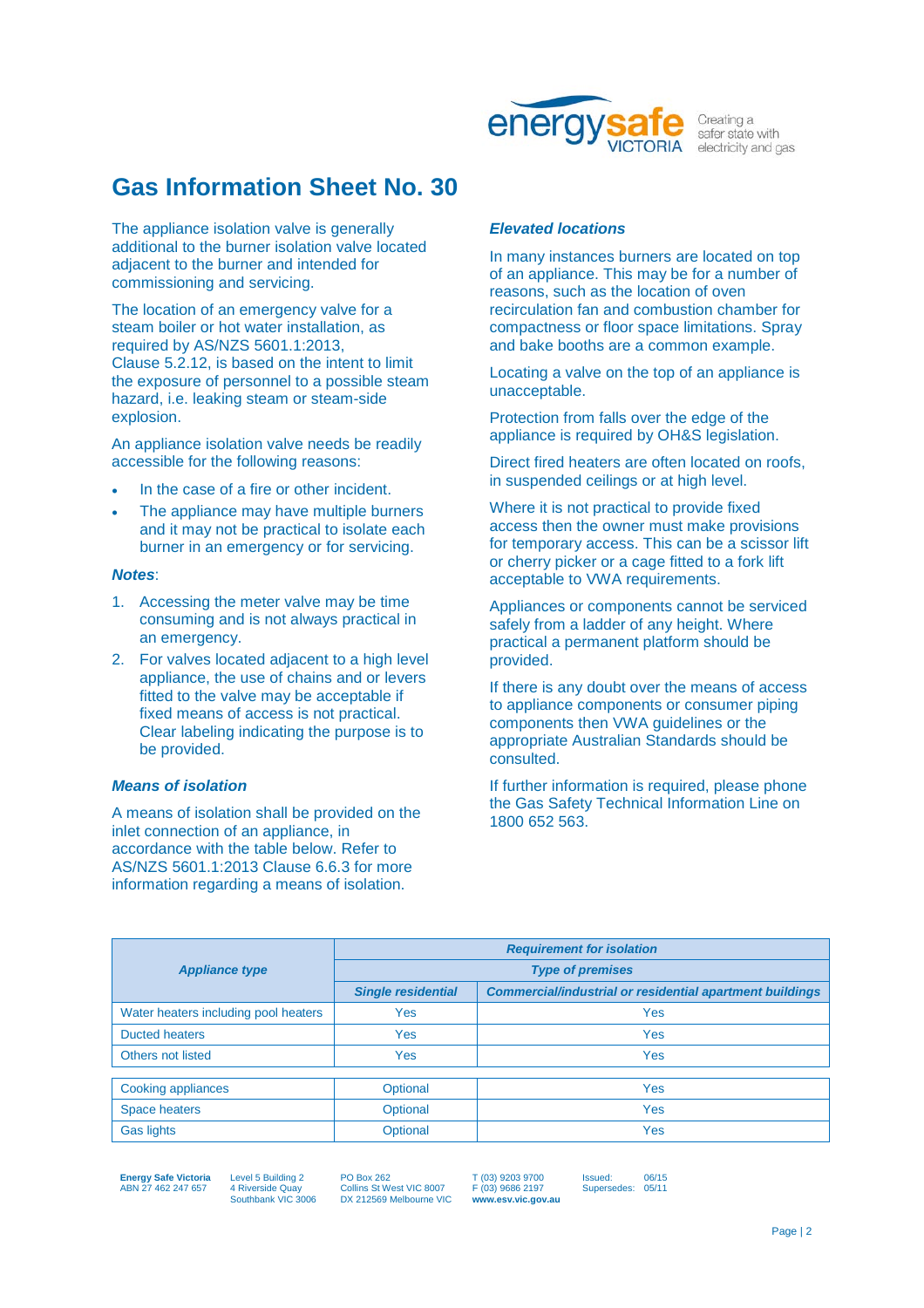# Gas Information Sheet No. 30

The appliance isolation valve is generally additional to the burner isolation valve located adjacent to the burner and intended for commissioning and servicing.

The location of an emergency valve for a steam boiler or hot water installation, as required by AS/NZS 5601.1:2013, Clause 5.2.12, is based on the intent to limit the exposure of personnel to a possible steam hazard, i.e. leaking steam or steam-side explosion.

An appliance isolation valve needs be readily accessible for the following reasons:

- In the case of a fire or other incident.
- The appliance may have multiple burners and it may not be practical to isolate each burner in an emergency or for servicing.

***Notes***:

1. Accessing the meter valve may be time consuming and is not always practical in an emergency.
2. For valves located adjacent to a high level appliance, the use of chains and or levers fitted to the valve may be acceptable if fixed means of access is not practical. Clear labeling indicating the purpose is to be provided.

### *Means of isolation*

A means of isolation shall be provided on the inlet connection of an appliance, in accordance with the table below. Refer to AS/NZS 5601.1:2013 Clause 6.6.3 for more information regarding a means of isolation.

### *Elevated locations*

In many instances burners are located on top of an appliance. This may be for a number of reasons, such as the location of oven recirculation fan and combustion chamber for compactness or floor space limitations. Spray and bake booths are a common example.

Locating a valve on the top of an appliance is unacceptable.

Protection from falls over the edge of the appliance is required by OH&S legislation.

Direct fired heaters are often located on roofs, in suspended ceilings or at high level.

Where it is not practical to provide fixed access then the owner must make provisions for temporary access. This can be a scissor lift or cherry picker or a cage fitted to a fork lift acceptable to VWA requirements.

Appliances or components cannot be serviced safely from a ladder of any height. Where practical a permanent platform should be provided.

If there is any doubt over the means of access to appliance components or consumer piping components then VWA guidelines or the appropriate Australian Standards should be consulted.

If further information is required, please phone the Gas Safety Technical Information Line on 1800 652 563.

| *Appliance type* | *Requirement for isolation* | |
|---|---|---|
| | *Type of premises* | |
| | *Single residential* | *Commercial/industrial or residential apartment buildings* |
| Water heaters including pool heaters | Yes | Yes |
| Ducted heaters | Yes | Yes |
| Others not listed | Yes | Yes |
| Cooking appliances | Optional | Yes |
| Space heaters | Optional | Yes |
| Gas lights | Optional | Yes |

**Energy Safe Victoria** ABN 27 462 247 657 | Level 5 Building 2, 4 Riverside Quay, Southbank VIC 3006 | PO Box 262, Collins St West VIC 8007, DX 212569 Melbourne VIC | T (03) 9203 9700, F (03) 9686 2197, **www.esv.vic.gov.au** | Issued: 06/15, Supersedes: 05/11